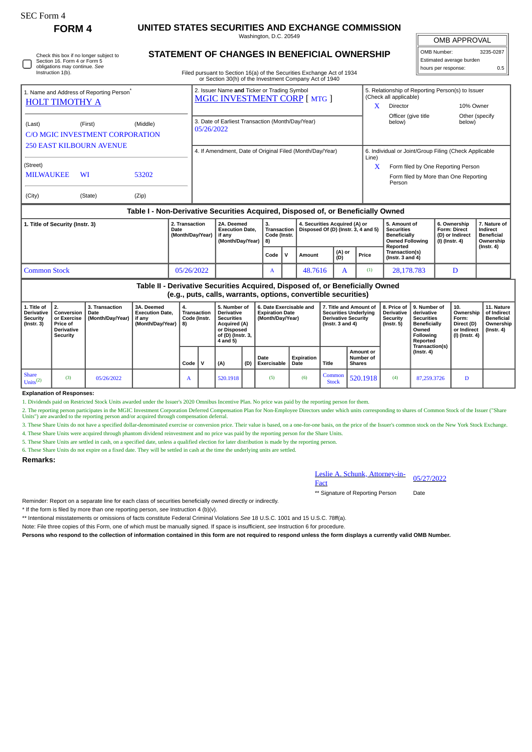SEC Form 4

**FORM 4**

# UNITED STATES SECURITIES AND EXCHANGE COMMISSION

Washington, D.C. 20549

## STATEMENT OF CHANGES IN BENEFICIAL OWNERSHIP

Filed pursuant to Section 16(a) of the Securities Exchange Act of 1934 or Section 30(h) of the Investment Company Act of 1940

| OMB APPROVAL | |
|---|---|
| OMB Number: | 3235-0287 |
| Estimated average burden | |
| hours per response: | 0.5 |

☐ Check this box if no longer subject to Section 16. Form 4 or Form 5 obligations may continue. *See* Instruction 1(b).

| 1. Name and Address of Reporting Person* | 2. Issuer Name **and** Ticker or Trading Symbol | 5. Relationship of Reporting Person(s) to Issuer (Check all applicable) |
|---|---|---|
| HOLT TIMOTHY A | MGIC INVESTMENT CORP [ MTG ] | X Director / 10% Owner / Officer (give title below) / Other (specify below) |
| (Last) (First) (Middle) C/O MGIC INVESTMENT CORPORATION 250 EAST KILBOURN AVENUE | 3. Date of Earliest Transaction (Month/Day/Year) 05/26/2022 | |
| (Street) MILWAUKEE WI 53202 (City) (State) (Zip) | 4. If Amendment, Date of Original Filed (Month/Day/Year) | 6. Individual or Joint/Group Filing (Check Applicable Line) X Form filed by One Reporting Person / Form filed by More than One Reporting Person |

### Table I - Non-Derivative Securities Acquired, Disposed of, or Beneficially Owned

| 1. Title of Security (Instr. 3) | 2. Transaction Date (Month/Day/Year) | 2A. Deemed Execution Date, if any (Month/Day/Year) | 3. Transaction Code (Instr. 8) | | 4. Securities Acquired (A) or Disposed Of (D) (Instr. 3, 4 and 5) | | | 5. Amount of Securities Beneficially Owned Following Reported Transaction(s) (Instr. 3 and 4) | 6. Ownership Form: Direct (D) or Indirect (I) (Instr. 4) | 7. Nature of Indirect Beneficial Ownership (Instr. 4) |
|---|---|---|---|---|---|---|---|---|---|---|
| | | | Code | V | Amount | (A) or (D) | Price | | | |
| Common Stock | 05/26/2022 | | A | | 48.7616 | A | (1) | 28,178.783 | D | |

### Table II - Derivative Securities Acquired, Disposed of, or Beneficially Owned (e.g., puts, calls, warrants, options, convertible securities)

| 1. Title of Derivative Security (Instr. 3) | 2. Conversion or Exercise Price of Derivative Security | 3. Transaction Date (Month/Day/Year) | 3A. Deemed Execution Date, if any (Month/Day/Year) | 4. Transaction Code (Instr. 8) | | 5. Number of Derivative Securities Acquired (A) or Disposed of (D) (Instr. 3, 4 and 5) | | 6. Date Exercisable and Expiration Date (Month/Day/Year) | | 7. Title and Amount of Securities Underlying Derivative Security (Instr. 3 and 4) | | 8. Price of Derivative Security (Instr. 5) | 9. Number of derivative Securities Beneficially Owned Following Reported Transaction(s) (Instr. 4) | 10. Ownership Form: Direct (D) or Indirect (I) (Instr. 4) | 11. Nature of Indirect Beneficial Ownership (Instr. 4) |
|---|---|---|---|---|---|---|---|---|---|---|---|---|---|---|---|
| | | | | Code | V | (A) | (D) | Date Exercisable | Expiration Date | Title | Amount or Number of Shares | | | | |
| Share Units(2) | (3) | 05/26/2022 | | A | | 520.1918 | | (5) | (6) | Common Stock | 520.1918 | (4) | 87,259.3726 | D | |

**Explanation of Responses:**

1. Dividends paid on Restricted Stock Units awarded under the Issuer's 2020 Omnibus Incentive Plan. No price was paid by the reporting person for them.
2. The reporting person participates in the MGIC Investment Corporation Deferred Compensation Plan for Non-Employee Directors under which units corresponding to shares of Common Stock of the Issuer ("Share Units") are awarded to the reporting person and/or acquired through compensation deferral.
3. These Share Units do not have a specified dollar-denominated exercise or conversion price. Their value is based, on a one-for-one basis, on the price of the Issuer's common stock on the New York Stock Exchange.
4. These Share Units were acquired through phantom dividend reinvestment and no price was paid by the reporting person for the Share Units.
5. These Share Units are settled in cash, on a specified date, unless a qualified election for later distribution is made by the reporting person.
6. These Share Units do not expire on a fixed date. They will be settled in cash at the time the underlying units are settled.

**Remarks:**

| Leslie A. Schunk, Attorney-in-Fact | 05/27/2022 |
|---|---|
| ** Signature of Reporting Person | Date |

Reminder: Report on a separate line for each class of securities beneficially owned directly or indirectly.

\* If the form is filed by more than one reporting person, *see* Instruction 4 (b)(v).

** Intentional misstatements or omissions of facts constitute Federal Criminal Violations *See* 18 U.S.C. 1001 and 15 U.S.C. 78ff(a).

Note: File three copies of this Form, one of which must be manually signed. If space is insufficient, *see* Instruction 6 for procedure.

**Persons who respond to the collection of information contained in this form are not required to respond unless the form displays a currently valid OMB Number.**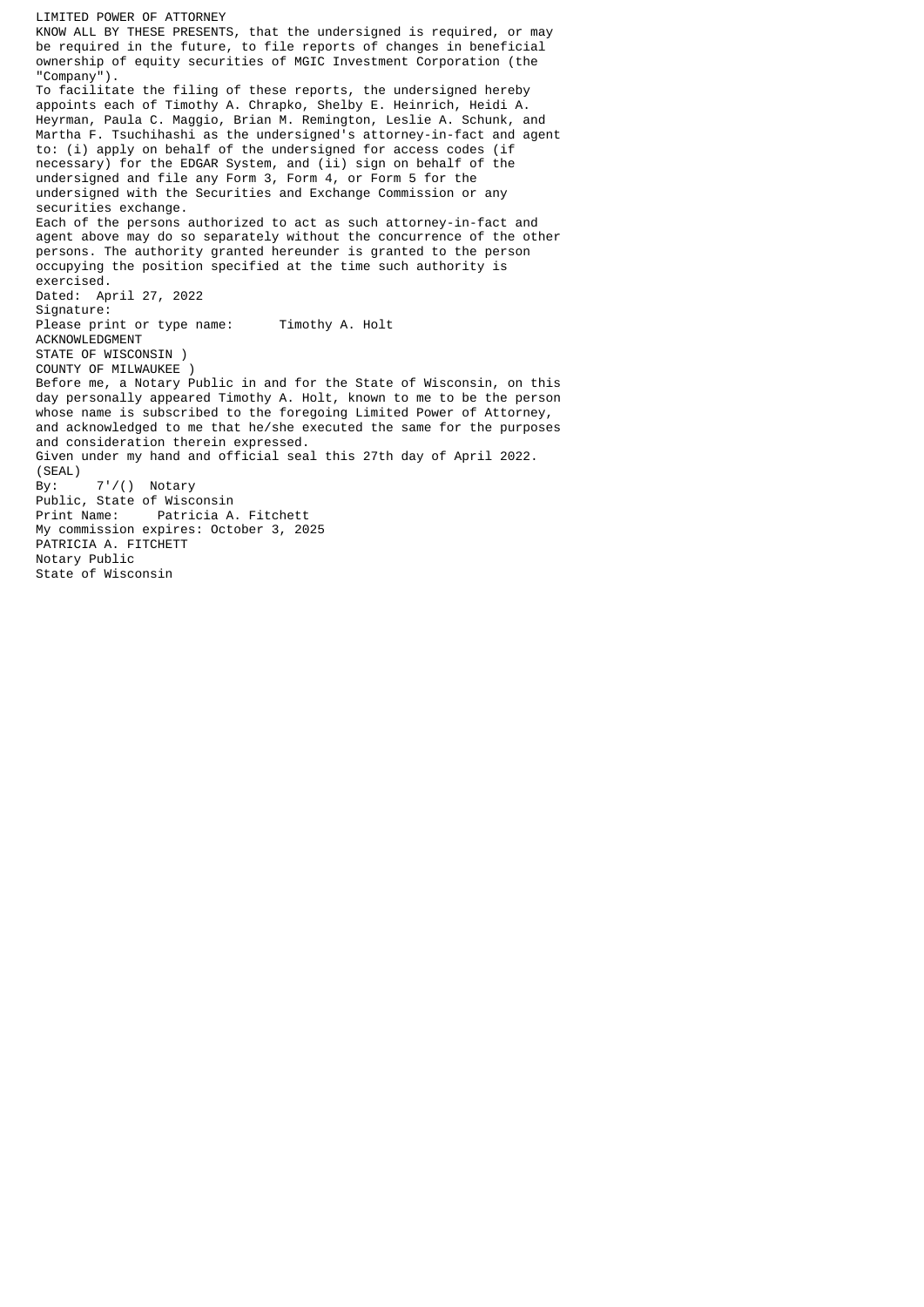LIMITED POWER OF ATTORNEY

KNOW ALL BY THESE PRESENTS, that the undersigned is required, or may be required in the future, to file reports of changes in beneficial ownership of equity securities of MGIC Investment Corporation (the "Company").

To facilitate the filing of these reports, the undersigned hereby appoints each of Timothy A. Chrapko, Shelby E. Heinrich, Heidi A. Heyrman, Paula C. Maggio, Brian M. Remington, Leslie A. Schunk, and Martha F. Tsuchihashi as the undersigned's attorney-in-fact and agent to: (i) apply on behalf of the undersigned for access codes (if necessary) for the EDGAR System, and (ii) sign on behalf of the undersigned and file any Form 3, Form 4, or Form 5 for the undersigned with the Securities and Exchange Commission or any securities exchange.

Each of the persons authorized to act as such attorney-in-fact and agent above may do so separately without the concurrence of the other persons. The authority granted hereunder is granted to the person occupying the position specified at the time such authority is exercised.

Dated: April 27, 2022

Signature:

Please print or type name: Timothy A. Holt

ACKNOWLEDGMENT

STATE OF WISCONSIN )

COUNTY OF MILWAUKEE )

Before me, a Notary Public in and for the State of Wisconsin, on this day personally appeared Timothy A. Holt, known to me to be the person whose name is subscribed to the foregoing Limited Power of Attorney, and acknowledged to me that he/she executed the same for the purposes and consideration therein expressed.

Given under my hand and official seal this 27th day of April 2022.

(SEAL)

By: 7'/() Notary Public, State of Wisconsin

Print Name: Patricia A. Fitchett

My commission expires: October 3, 2025

PATRICIA A. FITCHETT

Notary Public

State of Wisconsin